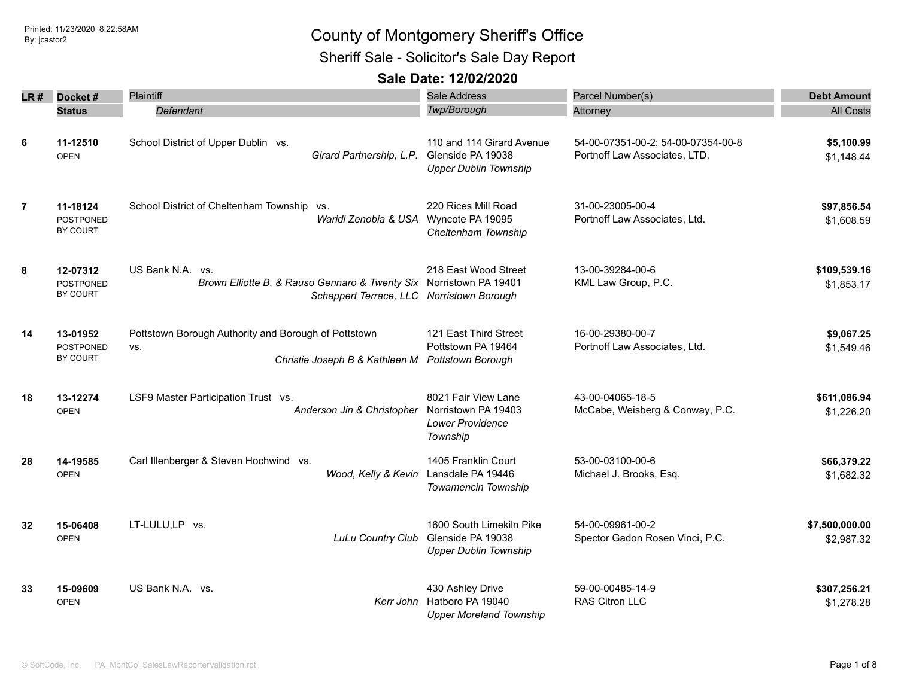Printed: 11/23/2020 8:22:58AM
By: jcastor2

# County of Montgomery Sheriff's Office

## Sheriff Sale - Solicitor's Sale Day Report

### Sale Date: 12/02/2020

| LR # | Docket # / Status | Plaintiff / *Defendant* | Sale Address / *Twp/Borough* | Parcel Number(s) / Attorney | Debt Amount / All Costs |
|---|---|---|---|---|---|
| 6 | **11-12510** OPEN | School District of Upper Dublin vs. *Girard Partnership, L.P.* | 110 and 114 Girard Avenue Glenside PA 19038 *Upper Dublin Township* | 54-00-07351-00-2; 54-00-07354-00-8 Portnoff Law Associates, LTD. | **$5,100.99** $1,148.44 |
| 7 | **11-18124** POSTPONED BY COURT | School District of Cheltenham Township vs. *Waridi Zenobia & USA* | 220 Rices Mill Road Wyncote PA 19095 *Cheltenham Township* | 31-00-23005-00-4 Portnoff Law Associates, Ltd. | **$97,856.54** $1,608.59 |
| 8 | **12-07312** POSTPONED BY COURT | US Bank N.A. vs. *Brown Elliotte B. & Rauso Gennaro & Twenty Six Schappert Terrace, LLC* | 218 East Wood Street Norristown PA 19401 *Norristown Borough* | 13-00-39284-00-6 KML Law Group, P.C. | **$109,539.16** $1,853.17 |
| 14 | **13-01952** POSTPONED BY COURT | Pottstown Borough Authority and Borough of Pottstown vs. *Christie Joseph B & Kathleen M* | 121 East Third Street Pottstown PA 19464 *Pottstown Borough* | 16-00-29380-00-7 Portnoff Law Associates, Ltd. | **$9,067.25** $1,549.46 |
| 18 | **13-12274** OPEN | LSF9 Master Participation Trust vs. *Anderson Jin & Christopher* | 8021 Fair View Lane Norristown PA 19403 *Lower Providence Township* | 43-00-04065-18-5 McCabe, Weisberg & Conway, P.C. | **$611,086.94** $1,226.20 |
| 28 | **14-19585** OPEN | Carl Illenberger & Steven Hochwind vs. *Wood, Kelly & Kevin* | 1405 Franklin Court Lansdale PA 19446 *Towamencin Township* | 53-00-03100-00-6 Michael J. Brooks, Esq. | **$66,379.22** $1,682.32 |
| 32 | **15-06408** OPEN | LT-LULU,LP vs. *LuLu Country Club* | 1600 South Limekiln Pike Glenside PA 19038 *Upper Dublin Township* | 54-00-09961-00-2 Spector Gadon Rosen Vinci, P.C. | **$7,500,000.00** $2,987.32 |
| 33 | **15-09609** OPEN | US Bank N.A. vs. *Kerr John* | 430 Ashley Drive Hatboro PA 19040 *Upper Moreland Township* | 59-00-00485-14-9 RAS Citron LLC | **$307,256.21** $1,278.28 |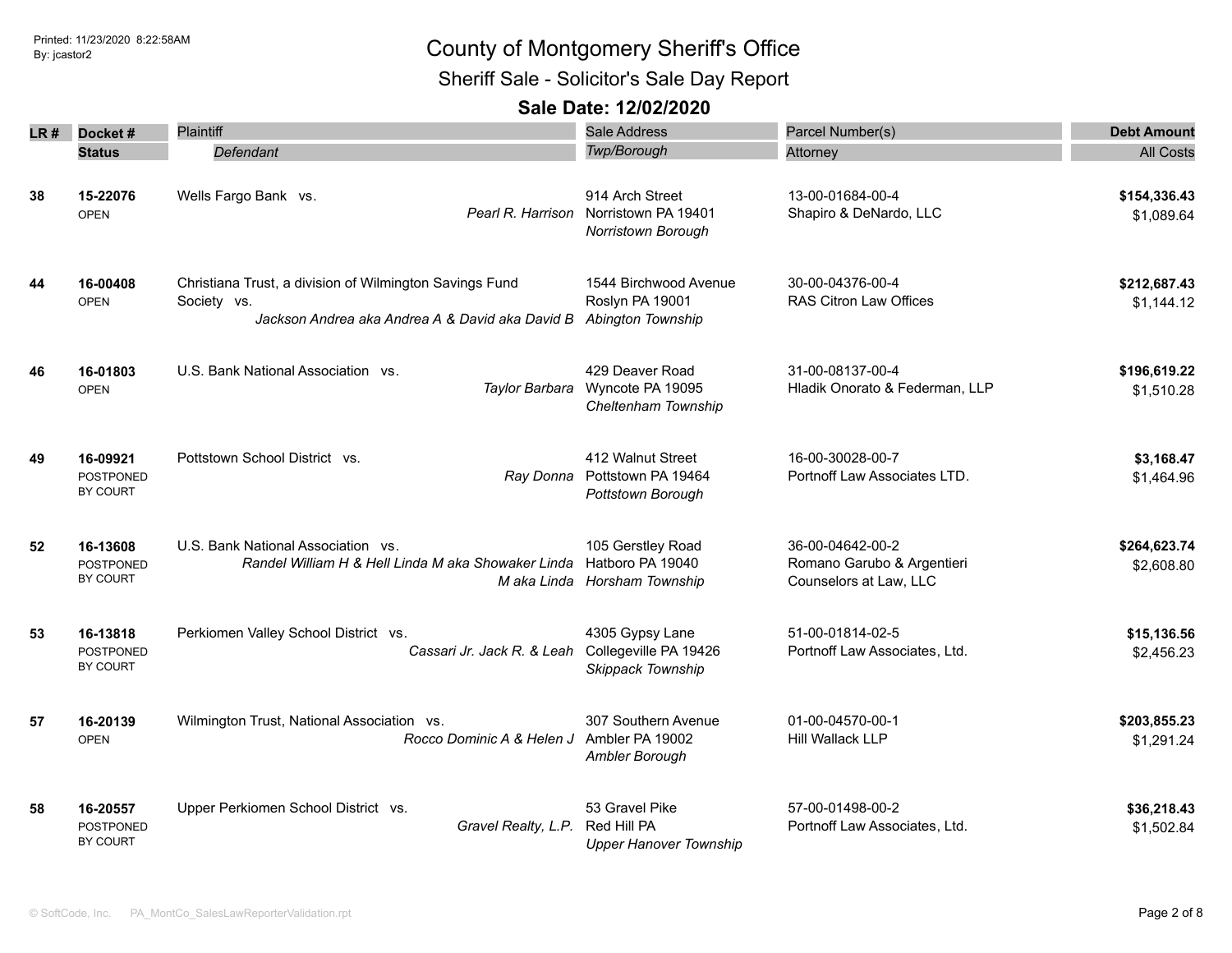# County of Montgomery Sheriff's Office

## Sheriff Sale - Solicitor's Sale Day Report

### Sale Date: 12/02/2020

| LR # | Docket # / Status | Plaintiff / Defendant | Sale Address / Twp/Borough | Parcel Number(s) / Attorney | Debt Amount / All Costs |
|---|---|---|---|---|---|
| 38 | 15-22076 OPEN | Wells Fargo Bank vs. *Pearl R. Harrison* | 914 Arch Street Norristown PA 19401 *Norristown Borough* | 13-00-01684-00-4 Shapiro & DeNardo, LLC | **$154,336.43** $1,089.64 |
| 44 | 16-00408 OPEN | Christiana Trust, a division of Wilmington Savings Fund Society vs. *Jackson Andrea aka Andrea A & David aka David B* | 1544 Birchwood Avenue Roslyn PA 19001 *Abington Township* | 30-00-04376-00-4 RAS Citron Law Offices | **$212,687.43** $1,144.12 |
| 46 | 16-01803 OPEN | U.S. Bank National Association vs. *Taylor Barbara* | 429 Deaver Road Wyncote PA 19095 *Cheltenham Township* | 31-00-08137-00-4 Hladik Onorato & Federman, LLP | **$196,619.22** $1,510.28 |
| 49 | 16-09921 POSTPONED BY COURT | Pottstown School District vs. *Ray Donna* | 412 Walnut Street Pottstown PA 19464 *Pottstown Borough* | 16-00-30028-00-7 Portnoff Law Associates LTD. | **$3,168.47** $1,464.96 |
| 52 | 16-13608 POSTPONED BY COURT | U.S. Bank National Association vs. *Randel William H & Hell Linda M aka Showaker Linda M aka Linda* | 105 Gerstley Road Hatboro PA 19040 *Horsham Township* | 36-00-04642-00-2 Romano Garubo & Argentieri Counselors at Law, LLC | **$264,623.74** $2,608.80 |
| 53 | 16-13818 POSTPONED BY COURT | Perkiomen Valley School District vs. *Cassari Jr. Jack R. & Leah* | 4305 Gypsy Lane Collegeville PA 19426 *Skippack Township* | 51-00-01814-02-5 Portnoff Law Associates, Ltd. | **$15,136.56** $2,456.23 |
| 57 | 16-20139 OPEN | Wilmington Trust, National Association vs. *Rocco Dominic A & Helen J* | 307 Southern Avenue Ambler PA 19002 *Ambler Borough* | 01-00-04570-00-1 Hill Wallack LLP | **$203,855.23** $1,291.24 |
| 58 | 16-20557 POSTPONED BY COURT | Upper Perkiomen School District vs. *Gravel Realty, L.P.* | 53 Gravel Pike Red Hill PA *Upper Hanover Township* | 57-00-01498-00-2 Portnoff Law Associates, Ltd. | **$36,218.43** $1,502.84 |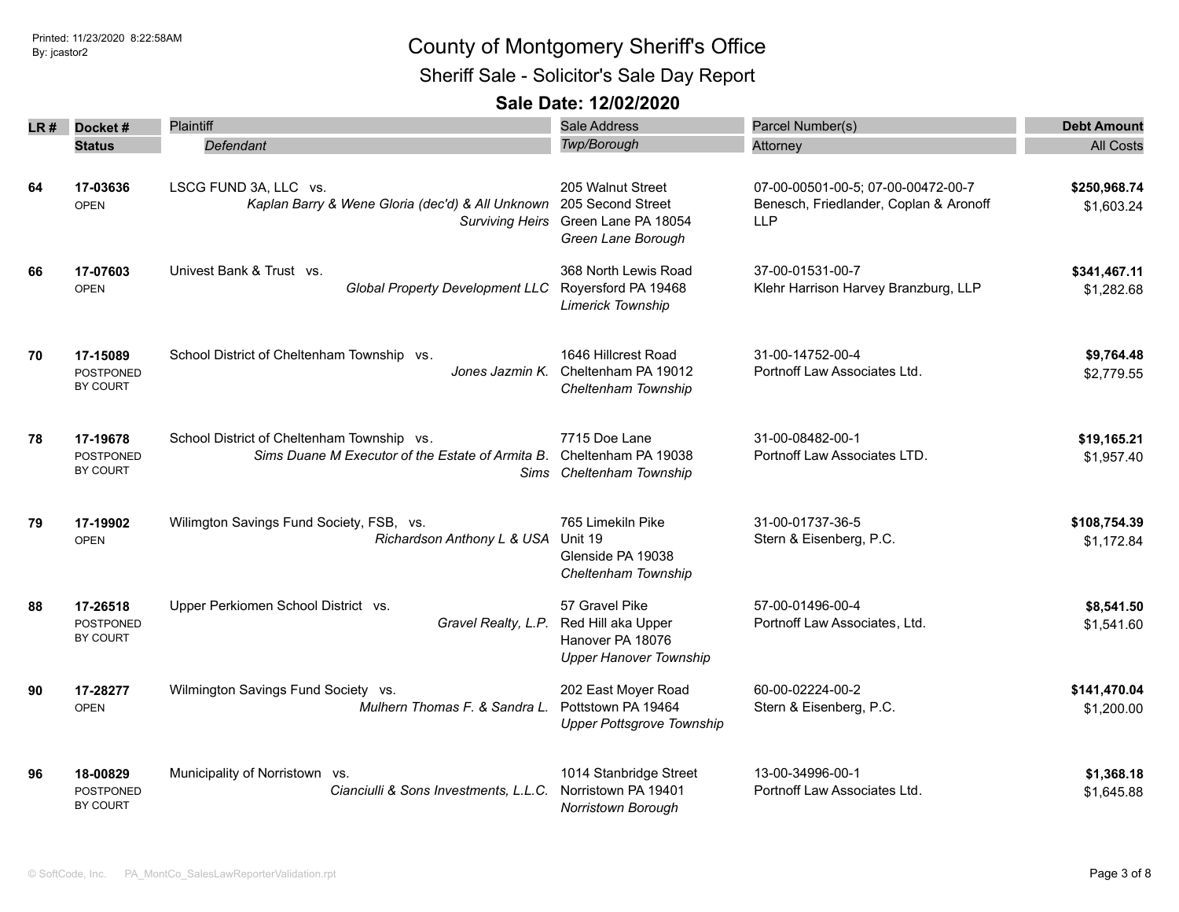# County of Montgomery Sheriff's Office

## Sheriff Sale - Solicitor's Sale Day Report

### Sale Date: 12/02/2020

| LR # | Docket # / Status | Plaintiff / *Defendant* | Sale Address / *Twp/Borough* | Parcel Number(s) / Attorney | Debt Amount / All Costs |
|---|---|---|---|---|---|
| 64 | 17-03636 OPEN | LSCG FUND 3A, LLC vs. *Kaplan Barry & Wene Gloria (dec'd) & All Unknown Surviving Heirs* | 205 Walnut Street 205 Second Street Green Lane PA 18054 *Green Lane Borough* | 07-00-00501-00-5; 07-00-00472-00-7 Benesch, Friedlander, Coplan & Aronoff LLP | **$250,968.74** $1,603.24 |
| 66 | 17-07603 OPEN | Univest Bank & Trust vs. *Global Property Development LLC* | 368 North Lewis Road Royersford PA 19468 *Limerick Township* | 37-00-01531-00-7 Klehr Harrison Harvey Branzburg, LLP | **$341,467.11** $1,282.68 |
| 70 | 17-15089 POSTPONED BY COURT | School District of Cheltenham Township vs. *Jones Jazmin K.* | 1646 Hillcrest Road Cheltenham PA 19012 *Cheltenham Township* | 31-00-14752-00-4 Portnoff Law Associates Ltd. | **$9,764.48** $2,779.55 |
| 78 | 17-19678 POSTPONED BY COURT | School District of Cheltenham Township vs. *Sims Duane M Executor of the Estate of Armita B. Sims* | 7715 Doe Lane Cheltenham PA 19038 *Cheltenham Township* | 31-00-08482-00-1 Portnoff Law Associates LTD. | **$19,165.21** $1,957.40 |
| 79 | 17-19902 OPEN | Wilimgton Savings Fund Society, FSB, vs. *Richardson Anthony L & USA* | 765 Limekiln Pike Unit 19 Glenside PA 19038 *Cheltenham Township* | 31-00-01737-36-5 Stern & Eisenberg, P.C. | **$108,754.39** $1,172.84 |
| 88 | 17-26518 POSTPONED BY COURT | Upper Perkiomen School District vs. *Gravel Realty, L.P.* | 57 Gravel Pike Red Hill aka Upper Hanover PA 18076 *Upper Hanover Township* | 57-00-01496-00-4 Portnoff Law Associates, Ltd. | **$8,541.50** $1,541.60 |
| 90 | 17-28277 OPEN | Wilmington Savings Fund Society vs. *Mulhern Thomas F. & Sandra L.* | 202 East Moyer Road Pottstown PA 19464 *Upper Pottsgrove Township* | 60-00-02224-00-2 Stern & Eisenberg, P.C. | **$141,470.04** $1,200.00 |
| 96 | 18-00829 POSTPONED BY COURT | Municipality of Norristown vs. *Cianciulli & Sons Investments, L.L.C.* | 1014 Stanbridge Street Norristown PA 19401 *Norristown Borough* | 13-00-34996-00-1 Portnoff Law Associates Ltd. | **$1,368.18** $1,645.88 |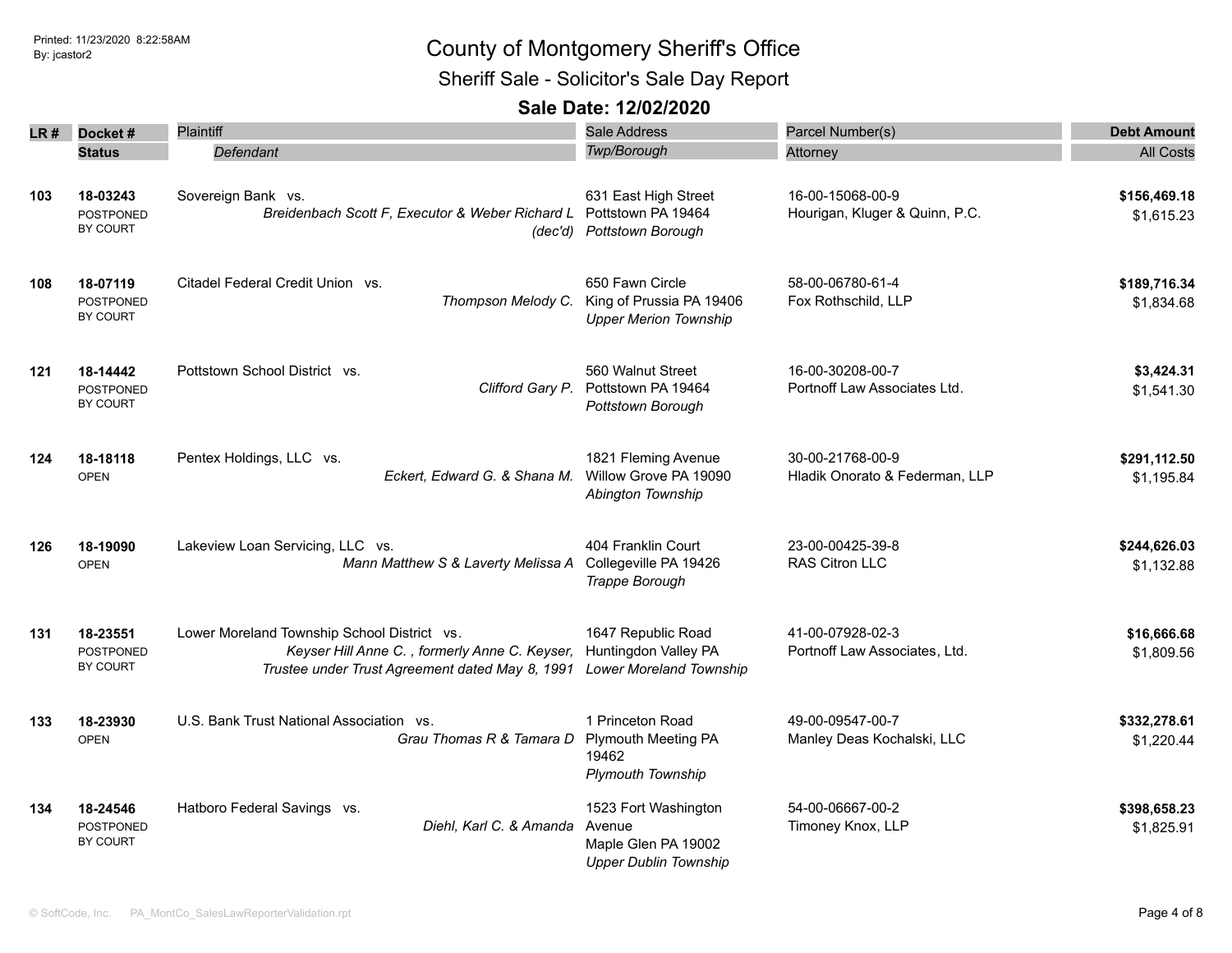# County of Montgomery Sheriff's Office

## Sheriff Sale - Solicitor's Sale Day Report

### Sale Date: 12/02/2020

Printed: 11/23/2020 8:22:58AM
By: jcastor2

| LR # | Docket # / Status | Plaintiff / Defendant | Sale Address / Twp/Borough | Parcel Number(s) / Attorney | Debt Amount / All Costs |
|---|---|---|---|---|---|
| 103 | **18-03243** POSTPONED BY COURT | Sovereign Bank vs. *Breidenbach Scott F, Executor & Weber Richard L (dec'd)* | 631 East High Street Pottstown PA 19464 *Pottstown Borough* | 16-00-15068-00-9 Hourigan, Kluger & Quinn, P.C. | **$156,469.18** $1,615.23 |
| 108 | **18-07119** POSTPONED BY COURT | Citadel Federal Credit Union vs. *Thompson Melody C.* | 650 Fawn Circle King of Prussia PA 19406 *Upper Merion Township* | 58-00-06780-61-4 Fox Rothschild, LLP | **$189,716.34** $1,834.68 |
| 121 | **18-14442** POSTPONED BY COURT | Pottstown School District vs. *Clifford Gary P.* | 560 Walnut Street Pottstown PA 19464 *Pottstown Borough* | 16-00-30208-00-7 Portnoff Law Associates Ltd. | **$3,424.31** $1,541.30 |
| 124 | **18-18118** OPEN | Pentex Holdings, LLC vs. *Eckert, Edward G. & Shana M.* | 1821 Fleming Avenue Willow Grove PA 19090 *Abington Township* | 30-00-21768-00-9 Hladik Onorato & Federman, LLP | **$291,112.50** $1,195.84 |
| 126 | **18-19090** OPEN | Lakeview Loan Servicing, LLC vs. *Mann Matthew S & Laverty Melissa A* | 404 Franklin Court Collegeville PA 19426 *Trappe Borough* | 23-00-00425-39-8 RAS Citron LLC | **$244,626.03** $1,132.88 |
| 131 | **18-23551** POSTPONED BY COURT | Lower Moreland Township School District vs. *Keyser Hill Anne C. , formerly Anne C. Keyser, Trustee under Trust Agreement dated May 8, 1991* | 1647 Republic Road Huntingdon Valley PA *Lower Moreland Township* | 41-00-07928-02-3 Portnoff Law Associates, Ltd. | **$16,666.68** $1,809.56 |
| 133 | **18-23930** OPEN | U.S. Bank Trust National Association vs. *Grau Thomas R & Tamara D* | 1 Princeton Road Plymouth Meeting PA 19462 *Plymouth Township* | 49-00-09547-00-7 Manley Deas Kochalski, LLC | **$332,278.61** $1,220.44 |
| 134 | **18-24546** POSTPONED BY COURT | Hatboro Federal Savings vs. *Diehl, Karl C. & Amanda* | 1523 Fort Washington Avenue Maple Glen PA 19002 *Upper Dublin Township* | 54-00-06667-00-2 Timoney Knox, LLP | **$398,658.23** $1,825.91 |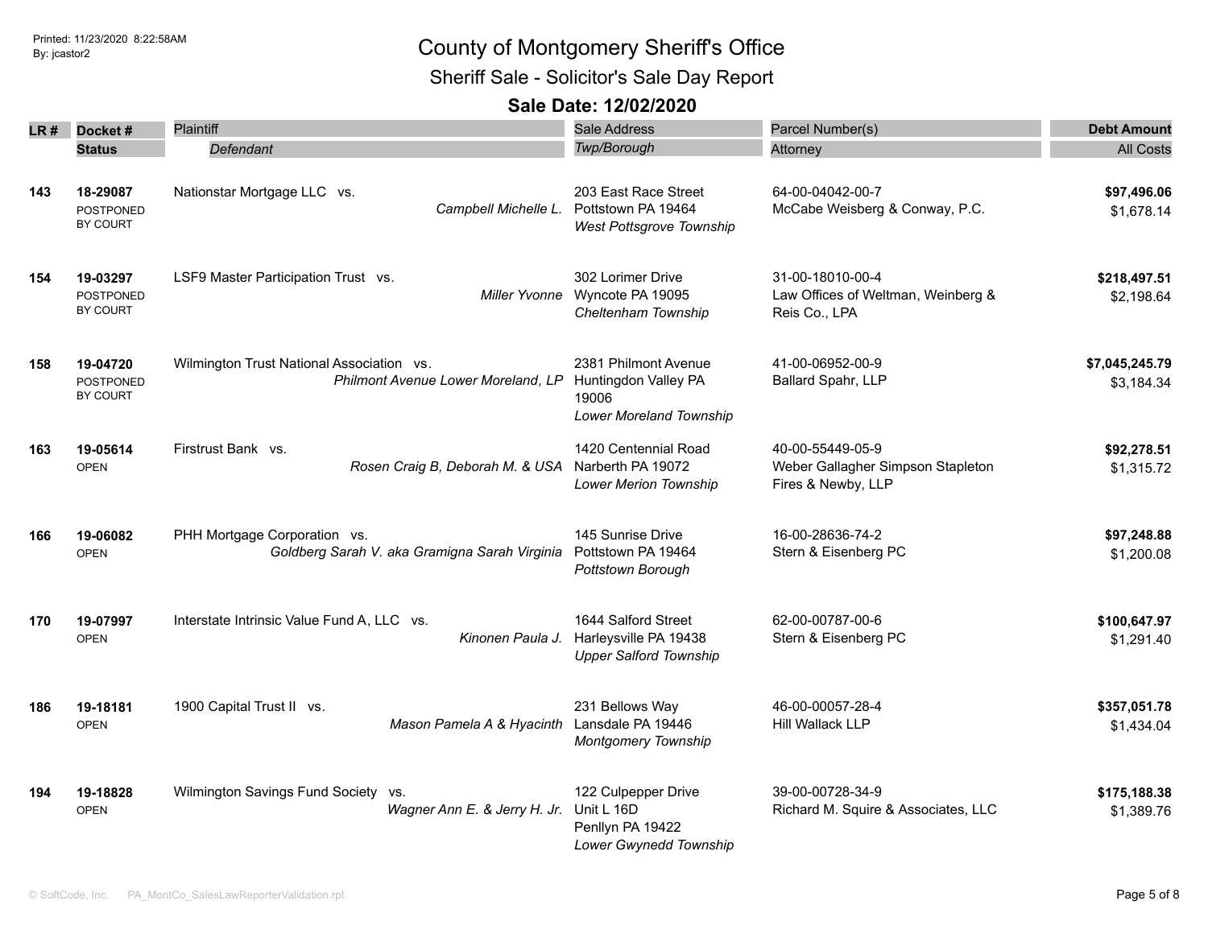# County of Montgomery Sheriff's Office

## Sheriff Sale - Solicitor's Sale Day Report

### Sale Date: 12/02/2020

| LR # | Docket # / Status | Plaintiff / Defendant | Sale Address / Twp/Borough | Parcel Number(s) / Attorney | Debt Amount / All Costs |
|---|---|---|---|---|---|
| 143 | **18-29087** POSTPONED BY COURT | Nationstar Mortgage LLC vs. *Campbell Michelle L.* | 203 East Race Street Pottstown PA 19464 *West Pottsgrove Township* | 64-00-04042-00-7 McCabe Weisberg & Conway, P.C. | **$97,496.06** $1,678.14 |
| 154 | **19-03297** POSTPONED BY COURT | LSF9 Master Participation Trust vs. *Miller Yvonne* | 302 Lorimer Drive Wyncote PA 19095 *Cheltenham Township* | 31-00-18010-00-4 Law Offices of Weltman, Weinberg & Reis Co., LPA | **$218,497.51** $2,198.64 |
| 158 | **19-04720** POSTPONED BY COURT | Wilmington Trust National Association vs. *Philmont Avenue Lower Moreland, LP* | 2381 Philmont Avenue Huntingdon Valley PA 19006 *Lower Moreland Township* | 41-00-06952-00-9 Ballard Spahr, LLP | **$7,045,245.79** $3,184.34 |
| 163 | **19-05614** OPEN | Firstrust Bank vs. *Rosen Craig B, Deborah M. & USA* | 1420 Centennial Road Narberth PA 19072 *Lower Merion Township* | 40-00-55449-05-9 Weber Gallagher Simpson Stapleton Fires & Newby, LLP | **$92,278.51** $1,315.72 |
| 166 | **19-06082** OPEN | PHH Mortgage Corporation vs. *Goldberg Sarah V. aka Gramigna Sarah Virginia* | 145 Sunrise Drive Pottstown PA 19464 *Pottstown Borough* | 16-00-28636-74-2 Stern & Eisenberg PC | **$97,248.88** $1,200.08 |
| 170 | **19-07997** OPEN | Interstate Intrinsic Value Fund A, LLC vs. *Kinonen Paula J.* | 1644 Salford Street Harleysville PA 19438 *Upper Salford Township* | 62-00-00787-00-6 Stern & Eisenberg PC | **$100,647.97** $1,291.40 |
| 186 | **19-18181** OPEN | 1900 Capital Trust II vs. *Mason Pamela A & Hyacinth* | 231 Bellows Way Lansdale PA 19446 *Montgomery Township* | 46-00-00057-28-4 Hill Wallack LLP | **$357,051.78** $1,434.04 |
| 194 | **19-18828** OPEN | Wilmington Savings Fund Society vs. *Wagner Ann E. & Jerry H. Jr.* | 122 Culpepper Drive Unit L 16D Penllyn PA 19422 *Lower Gwynedd Township* | 39-00-00728-34-9 Richard M. Squire & Associates, LLC | **$175,188.38** $1,389.76 |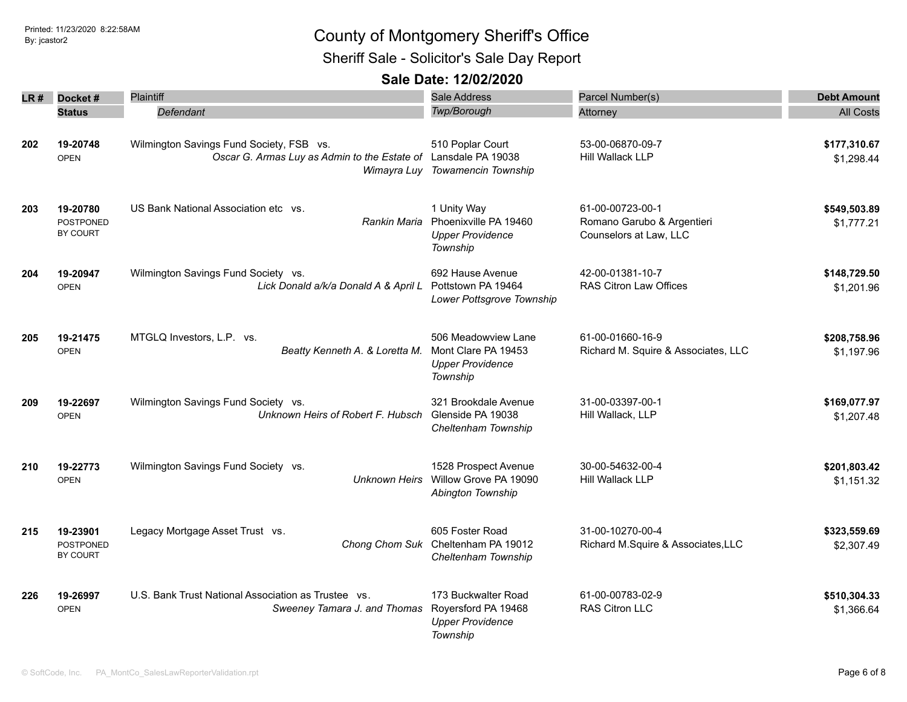# County of Montgomery Sheriff's Office

## Sheriff Sale - Solicitor's Sale Day Report

### Sale Date: 12/02/2020

Printed: 11/23/2020 8:22:58AM
By: jcastor2

| LR # | Docket # / Status | Plaintiff / *Defendant* | Sale Address / *Twp/Borough* | Parcel Number(s) / Attorney | Debt Amount / All Costs |
|---|---|---|---|---|---|
| 202 | 19-20748 OPEN | Wilmington Savings Fund Society, FSB vs. *Oscar G. Armas Luy as Admin to the Estate of Wimayra Luy* | 510 Poplar Court Lansdale PA 19038 *Towamencin Township* | 53-00-06870-09-7 Hill Wallack LLP | **$177,310.67** $1,298.44 |
| 203 | 19-20780 POSTPONED BY COURT | US Bank National Association etc vs. *Rankin Maria* | 1 Unity Way Phoenixville PA 19460 *Upper Providence Township* | 61-00-00723-00-1 Romano Garubo & Argentieri Counselors at Law, LLC | **$549,503.89** $1,777.21 |
| 204 | 19-20947 OPEN | Wilmington Savings Fund Society vs. *Lick Donald a/k/a Donald A & April L* | 692 Hause Avenue Pottstown PA 19464 *Lower Pottsgrove Township* | 42-00-01381-10-7 RAS Citron Law Offices | **$148,729.50** $1,201.96 |
| 205 | 19-21475 OPEN | MTGLQ Investors, L.P. vs. *Beatty Kenneth A. & Loretta M.* | 506 Meadowview Lane Mont Clare PA 19453 *Upper Providence Township* | 61-00-01660-16-9 Richard M. Squire & Associates, LLC | **$208,758.96** $1,197.96 |
| 209 | 19-22697 OPEN | Wilmington Savings Fund Society vs. *Unknown Heirs of Robert F. Hubsch* | 321 Brookdale Avenue Glenside PA 19038 *Cheltenham Township* | 31-00-03397-00-1 Hill Wallack, LLP | **$169,077.97** $1,207.48 |
| 210 | 19-22773 OPEN | Wilmington Savings Fund Society vs. *Unknown Heirs* | 1528 Prospect Avenue Willow Grove PA 19090 *Abington Township* | 30-00-54632-00-4 Hill Wallack LLP | **$201,803.42** $1,151.32 |
| 215 | 19-23901 POSTPONED BY COURT | Legacy Mortgage Asset Trust vs. *Chong Chom Suk* | 605 Foster Road Cheltenham PA 19012 *Cheltenham Township* | 31-00-10270-00-4 Richard M.Squire & Associates,LLC | **$323,559.69** $2,307.49 |
| 226 | 19-26997 OPEN | U.S. Bank Trust National Association as Trustee vs. *Sweeney Tamara J. and Thomas* | 173 Buckwalter Road Royersford PA 19468 *Upper Providence Township* | 61-00-00783-02-9 RAS Citron LLC | **$510,304.33** $1,366.64 |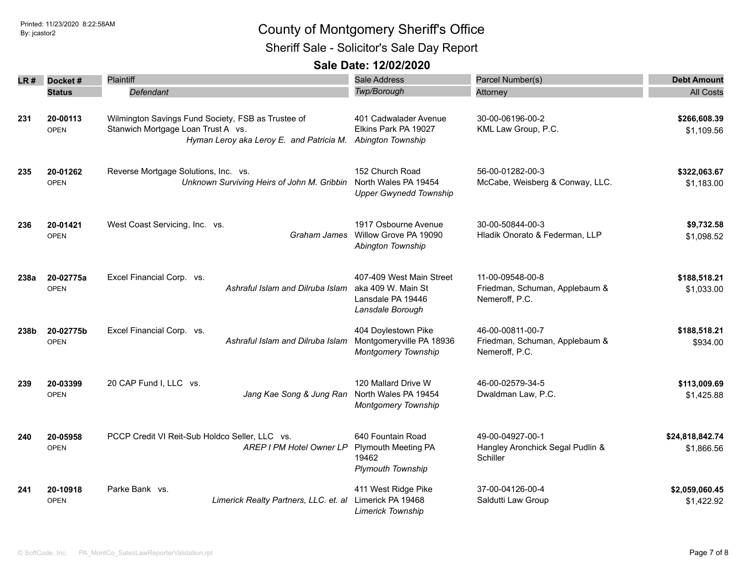# County of Montgomery Sheriff's Office

## Sheriff Sale - Solicitor's Sale Day Report

### Sale Date: 12/02/2020

Printed: 11/23/2020 8:22:58AM
By: jcastor2

| LR # | Docket # / Status | Plaintiff / *Defendant* | Sale Address / *Twp/Borough* | Parcel Number(s) / Attorney | Debt Amount / All Costs |
|---|---|---|---|---|---|
| 231 | 20-00113 OPEN | Wilmington Savings Fund Society, FSB as Trustee of Stanwich Mortgage Loan Trust A vs. *Hyman Leroy aka Leroy E. and Patricia M.* | 401 Cadwalader Avenue Elkins Park PA 19027 *Abington Township* | 30-00-06196-00-2 KML Law Group, P.C. | **$266,608.39** $1,109.56 |
| 235 | 20-01262 OPEN | Reverse Mortgage Solutions, Inc. vs. *Unknown Surviving Heirs of John M. Gribbin* | 152 Church Road North Wales PA 19454 *Upper Gwynedd Township* | 56-00-01282-00-3 McCabe, Weisberg & Conway, LLC. | **$322,063.67** $1,183.00 |
| 236 | 20-01421 OPEN | West Coast Servicing, Inc. vs. *Graham James* | 1917 Osbourne Avenue Willow Grove PA 19090 *Abington Township* | 30-00-50844-00-3 Hladik Onorato & Federman, LLP | **$9,732.58** $1,098.52 |
| 238a | 20-02775a OPEN | Excel Financial Corp. vs. *Ashraful Islam and Dilruba Islam* | 407-409 West Main Street aka 409 W. Main St Lansdale PA 19446 *Lansdale Borough* | 11-00-09548-00-8 Friedman, Schuman, Applebaum & Nemeroff, P.C. | **$188,518.21** $1,033.00 |
| 238b | 20-02775b OPEN | Excel Financial Corp. vs. *Ashraful Islam and Dilruba Islam* | 404 Doylestown Pike Montgomeryville PA 18936 *Montgomery Township* | 46-00-00811-00-7 Friedman, Schuman, Applebaum & Nemeroff, P.C. | **$188,518.21** $934.00 |
| 239 | 20-03399 OPEN | 20 CAP Fund I, LLC vs. *Jang Kae Song & Jung Ran* | 120 Mallard Drive W North Wales PA 19454 *Montgomery Township* | 46-00-02579-34-5 Dwaldman Law, P.C. | **$113,009.69** $1,425.88 |
| 240 | 20-05958 OPEN | PCCP Credit VI Reit-Sub Holdco Seller, LLC vs. *AREP I PM Hotel Owner LP* | 640 Fountain Road Plymouth Meeting PA 19462 *Plymouth Township* | 49-00-04927-00-1 Hangley Aronchick Segal Pudlin & Schiller | **$24,818,842.74** $1,866.56 |
| 241 | 20-10918 OPEN | Parke Bank vs. *Limerick Realty Partners, LLC. et. al* | 411 West Ridge Pike Limerick PA 19468 *Limerick Township* | 37-00-04126-00-4 Saldutti Law Group | **$2,059,060.45** $1,422.92 |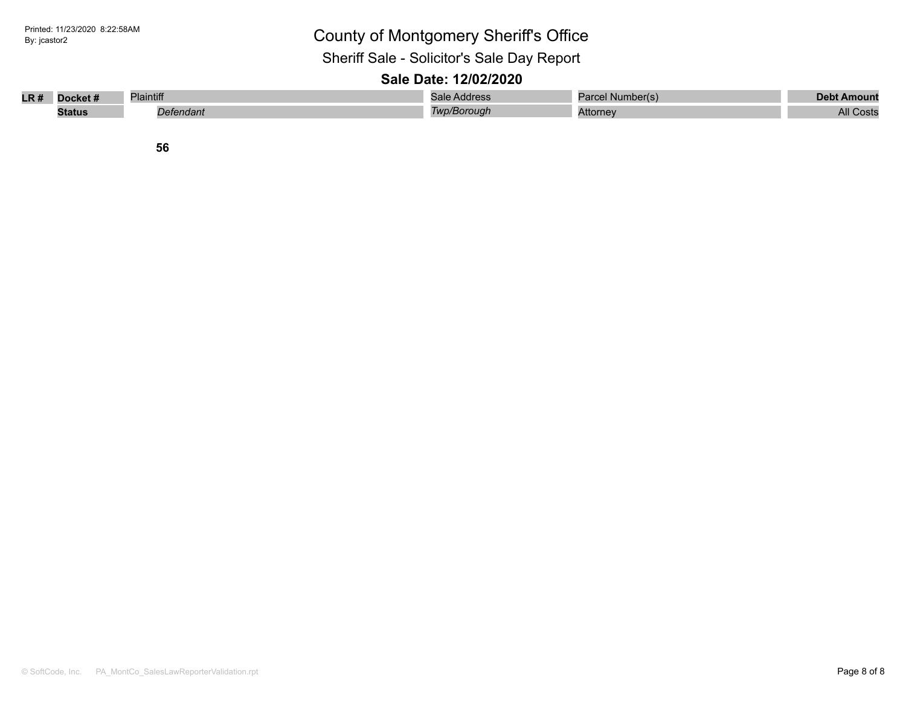# County of Montgomery Sheriff's Office

## Sheriff Sale - Solicitor's Sale Day Report

### Sale Date: 12/02/2020

| LR # | Docket # | Plaintiff | Sale Address | Parcel Number(s) | Debt Amount |
|---|---|---|---|---|---|
| | Status | *Defendant* | *Twp/Borough* | Attorney | All Costs |

**56**